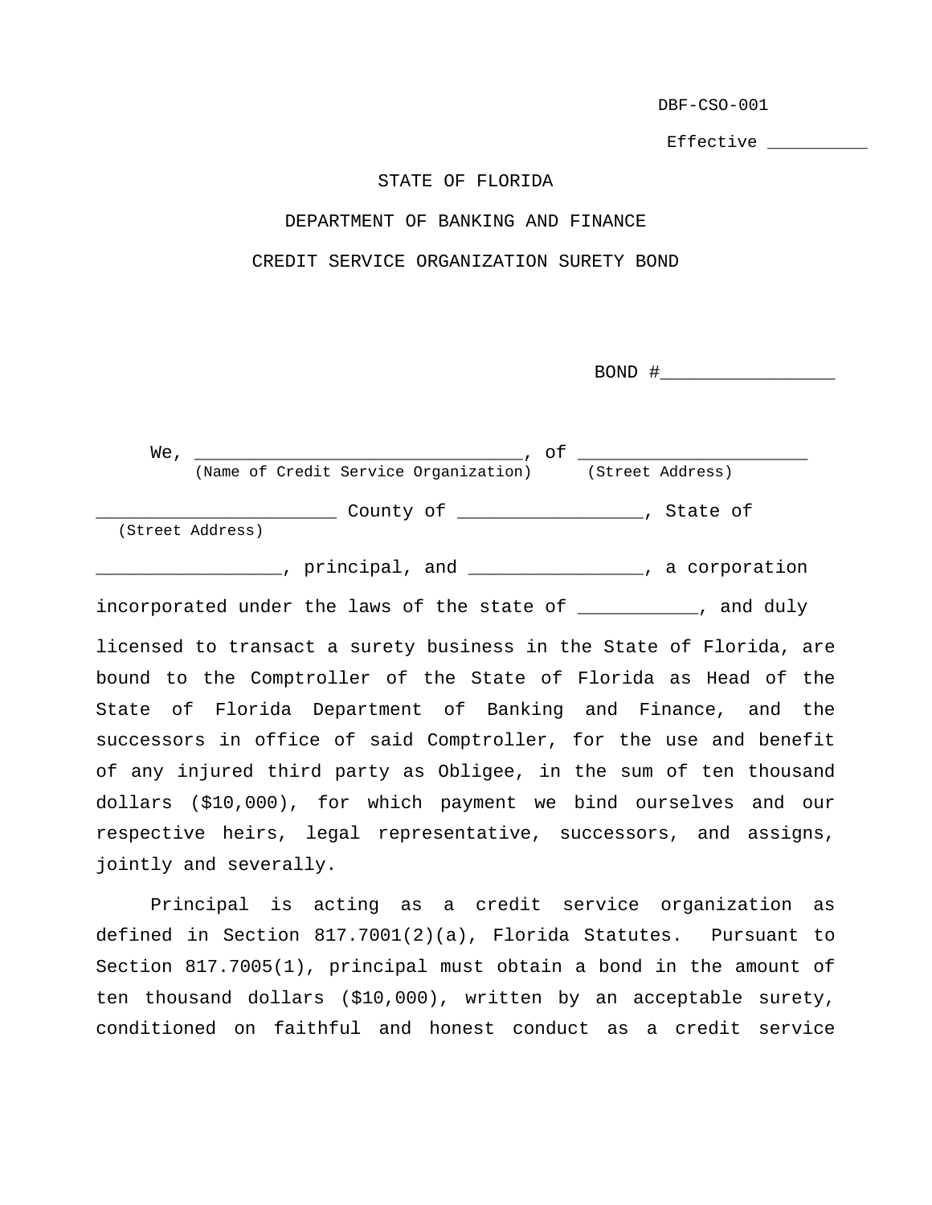DBF-CSO-001

Effective __________

STATE OF FLORIDA

DEPARTMENT OF BANKING AND FINANCE

CREDIT SERVICE ORGANIZATION SURETY BOND

BOND #_________________

We, ________________________________, of ______________________
(Name of Credit Service Organization) (Street Address)

_______________________ County of __________________, State of
(Street Address)

__________________, principal, and _________________, a corporation incorporated under the laws of the state of ____________, and duly licensed to transact a surety business in the State of Florida, are bound to the Comptroller of the State of Florida as Head of the State of Florida Department of Banking and Finance, and the successors in office of said Comptroller, for the use and benefit of any injured third party as Obligee, in the sum of ten thousand dollars ($10,000), for which payment we bind ourselves and our respective heirs, legal representative, successors, and assigns, jointly and severally.

Principal is acting as a credit service organization as defined in Section 817.7001(2)(a), Florida Statutes. Pursuant to Section 817.7005(1), principal must obtain a bond in the amount of ten thousand dollars ($10,000), written by an acceptable surety, conditioned on faithful and honest conduct as a credit service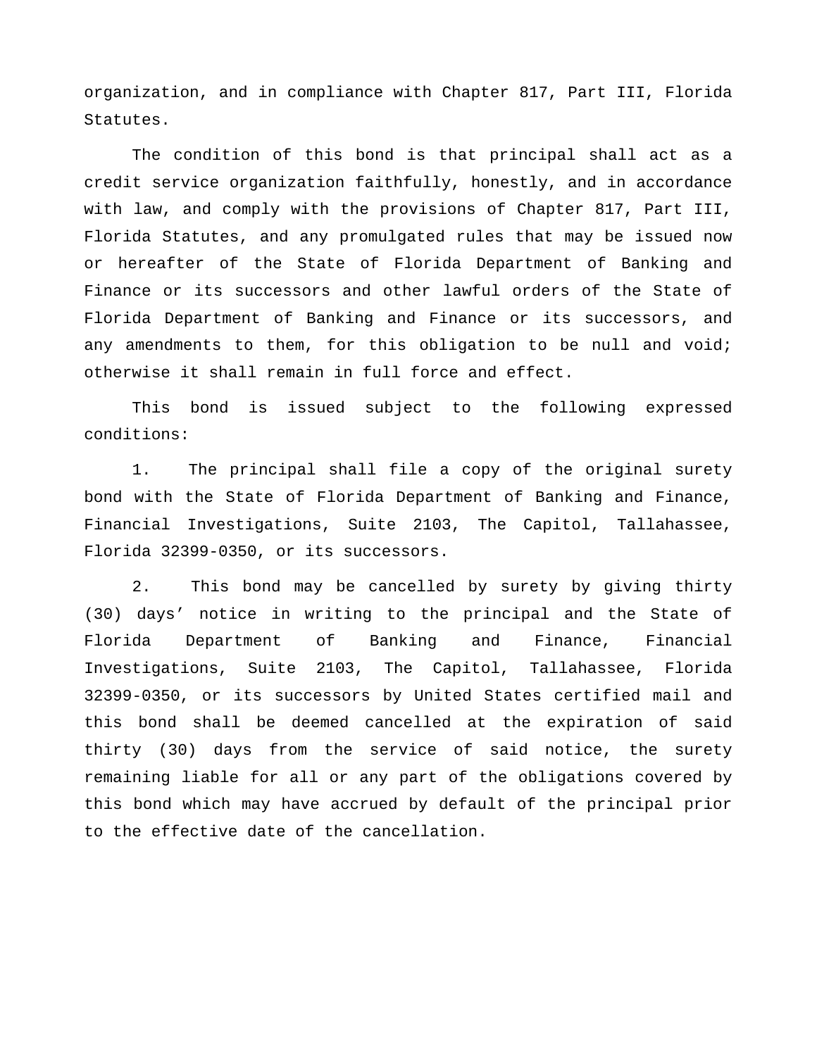organization, and in compliance with Chapter 817, Part III, Florida Statutes.

The condition of this bond is that principal shall act as a credit service organization faithfully, honestly, and in accordance with law, and comply with the provisions of Chapter 817, Part III, Florida Statutes, and any promulgated rules that may be issued now or hereafter of the State of Florida Department of Banking and Finance or its successors and other lawful orders of the State of Florida Department of Banking and Finance or its successors, and any amendments to them, for this obligation to be null and void; otherwise it shall remain in full force and effect.

This bond is issued subject to the following expressed conditions:

1. The principal shall file a copy of the original surety bond with the State of Florida Department of Banking and Finance, Financial Investigations, Suite 2103, The Capitol, Tallahassee, Florida 32399-0350, or its successors.

2. This bond may be cancelled by surety by giving thirty (30) days' notice in writing to the principal and the State of Florida Department of Banking and Finance, Financial Investigations, Suite 2103, The Capitol, Tallahassee, Florida 32399-0350, or its successors by United States certified mail and this bond shall be deemed cancelled at the expiration of said thirty (30) days from the service of said notice, the surety remaining liable for all or any part of the obligations covered by this bond which may have accrued by default of the principal prior to the effective date of the cancellation.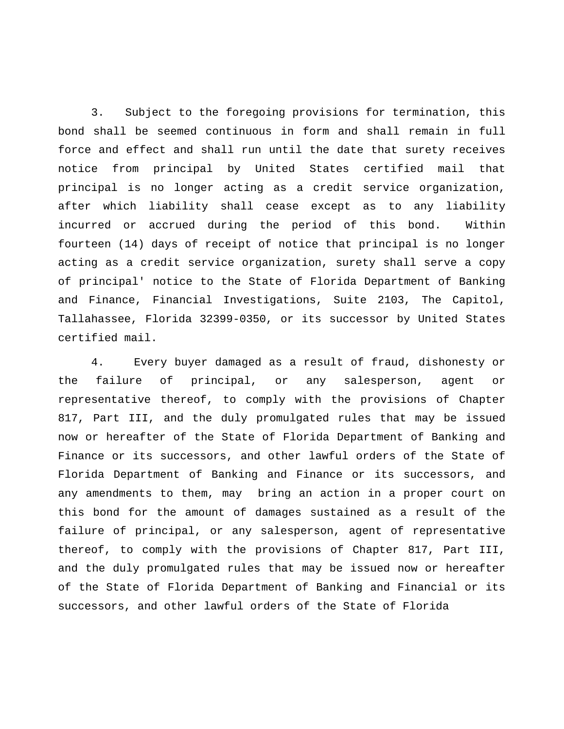3. Subject to the foregoing provisions for termination, this bond shall be seemed continuous in form and shall remain in full force and effect and shall run until the date that surety receives notice from principal by United States certified mail that principal is no longer acting as a credit service organization, after which liability shall cease except as to any liability incurred or accrued during the period of this bond. Within fourteen (14) days of receipt of notice that principal is no longer acting as a credit service organization, surety shall serve a copy of principal' notice to the State of Florida Department of Banking and Finance, Financial Investigations, Suite 2103, The Capitol, Tallahassee, Florida 32399-0350, or its successor by United States certified mail.

4. Every buyer damaged as a result of fraud, dishonesty or the failure of principal, or any salesperson, agent or representative thereof, to comply with the provisions of Chapter 817, Part III, and the duly promulgated rules that may be issued now or hereafter of the State of Florida Department of Banking and Finance or its successors, and other lawful orders of the State of Florida Department of Banking and Finance or its successors, and any amendments to them, may bring an action in a proper court on this bond for the amount of damages sustained as a result of the failure of principal, or any salesperson, agent of representative thereof, to comply with the provisions of Chapter 817, Part III, and the duly promulgated rules that may be issued now or hereafter of the State of Florida Department of Banking and Financial or its successors, and other lawful orders of the State of Florida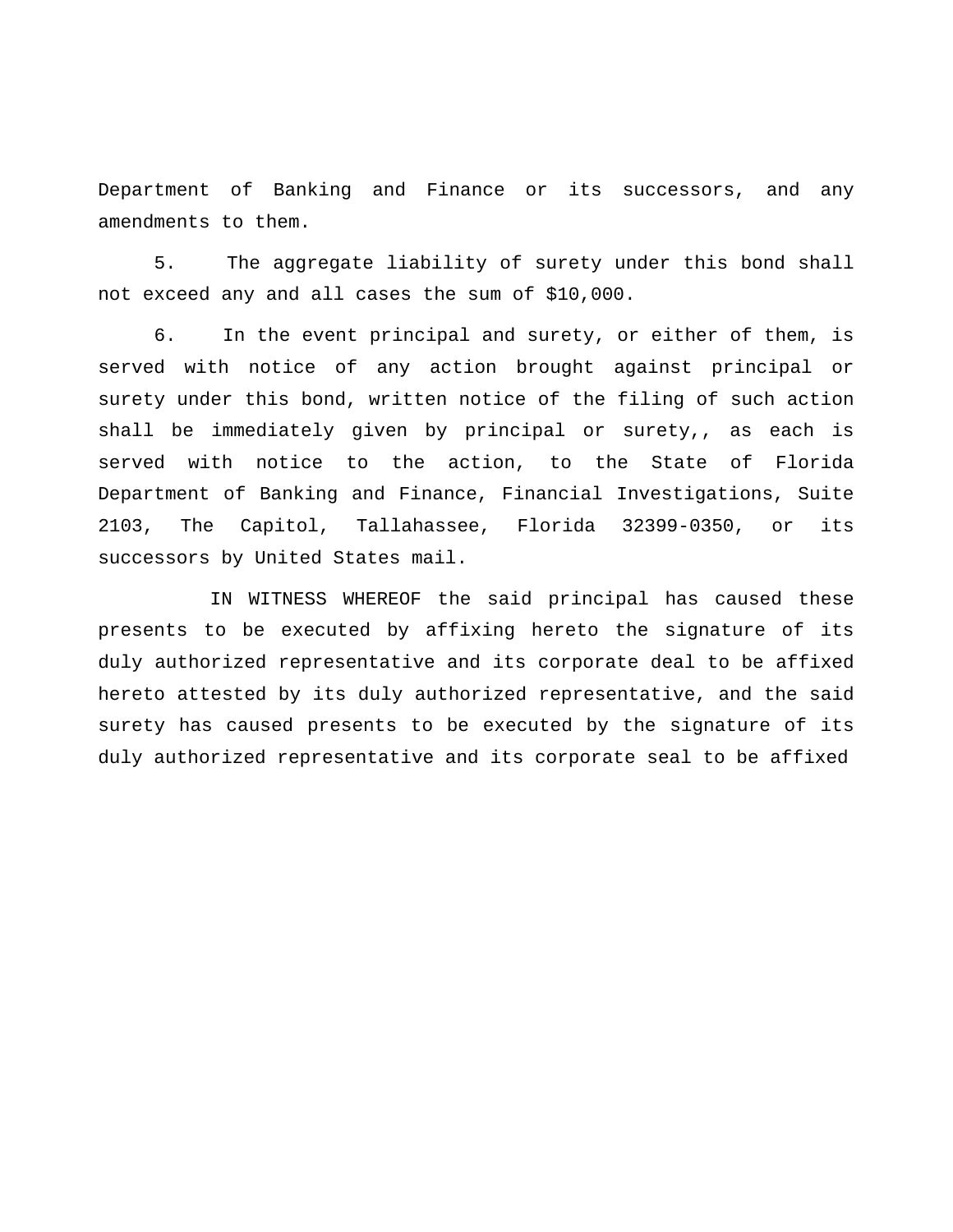Department of Banking and Finance or its successors, and any amendments to them.

5. The aggregate liability of surety under this bond shall not exceed any and all cases the sum of $10,000.

6. In the event principal and surety, or either of them, is served with notice of any action brought against principal or surety under this bond, written notice of the filing of such action shall be immediately given by principal or surety,, as each is served with notice to the action, to the State of Florida Department of Banking and Finance, Financial Investigations, Suite 2103, The Capitol, Tallahassee, Florida 32399-0350, or its successors by United States mail.

IN WITNESS WHEREOF the said principal has caused these presents to be executed by affixing hereto the signature of its duly authorized representative and its corporate deal to be affixed hereto attested by its duly authorized representative, and the said surety has caused presents to be executed by the signature of its duly authorized representative and its corporate seal to be affixed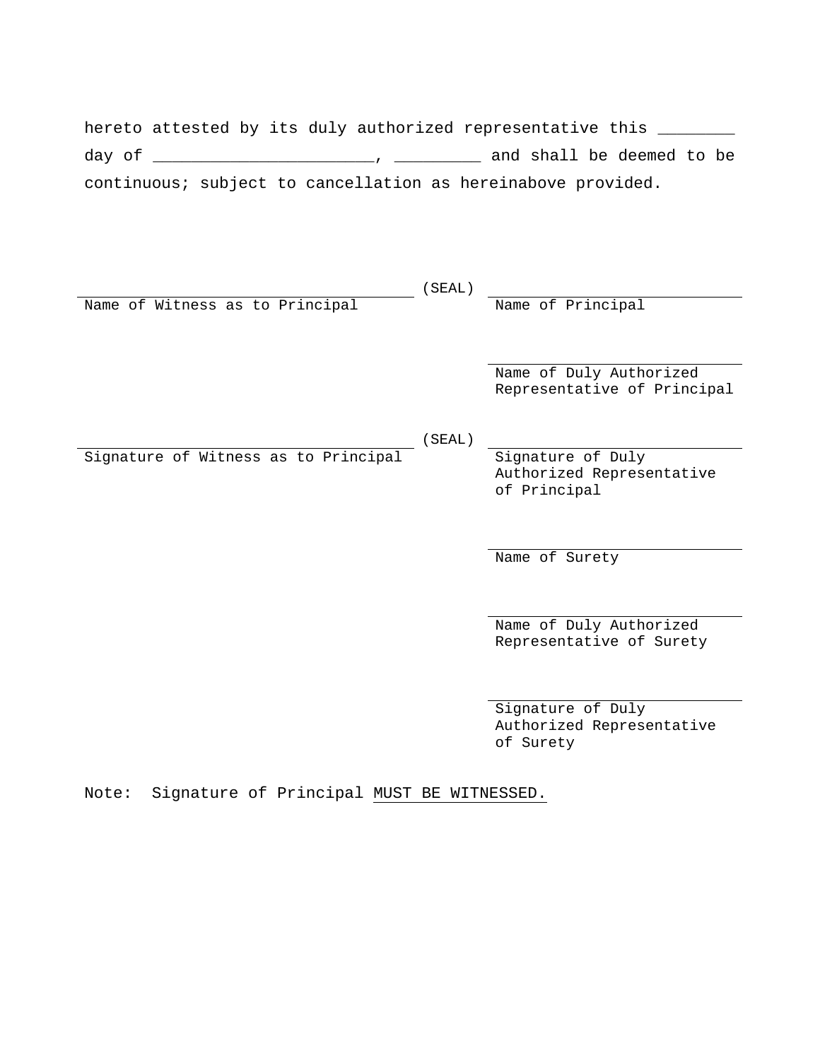hereto attested by its duly authorized representative this ________ day of ________________________, _________ and shall be deemed to be continuous; subject to cancellation as hereinabove provided.

| | | |
|---|---|---|
| ______________________________ | (SEAL) | ______________________________ |
| Name of Witness as to Principal | | Name of Principal |
| | | ______________________________ |
| | | Name of Duly Authorized Representative of Principal |
| ______________________________ | (SEAL) | ______________________________ |
| Signature of Witness as to Principal | | Signature of Duly Authorized Representative of Principal |
| | | ______________________________ |
| | | Name of Surety |
| | | ______________________________ |
| | | Name of Duly Authorized Representative of Surety |
| | | ______________________________ |
| | | Signature of Duly Authorized Representative of Surety |

Note: Signature of Principal MUST BE WITNESSED.